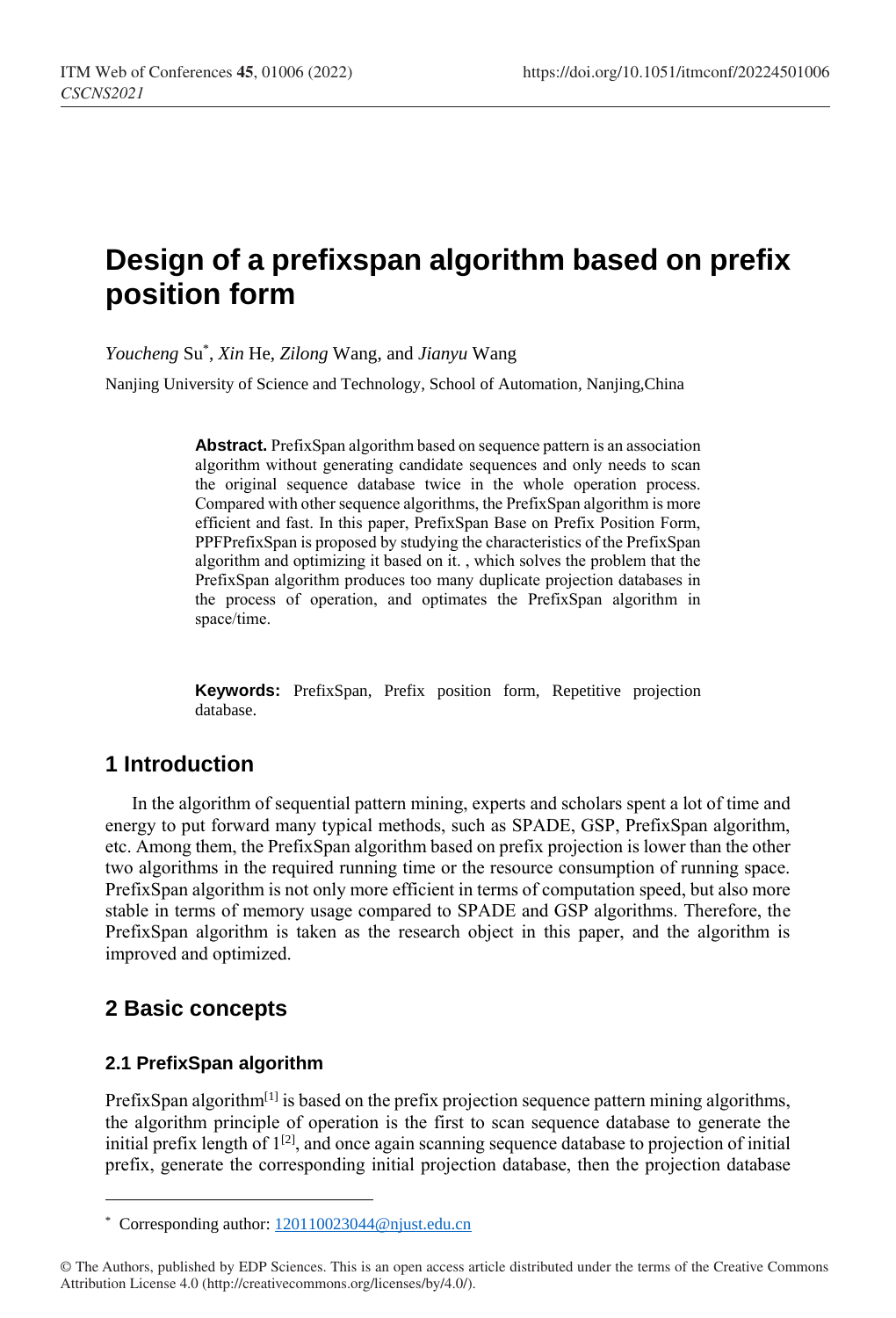# Design of a prefixspan algorithm based on prefix position form

*Youcheng* Su*, *Xin* He, *Zilong* Wang, and *Jianyu* Wang

Nanjing University of Science and Technology, School of Automation, Nanjing,China

**Abstract.** PrefixSpan algorithm based on sequence pattern is an association algorithm without generating candidate sequences and only needs to scan the original sequence database twice in the whole operation process. Compared with other sequence algorithms, the PrefixSpan algorithm is more efficient and fast. In this paper, PrefixSpan Base on Prefix Position Form, PPFPrefixSpan is proposed by studying the characteristics of the PrefixSpan algorithm and optimizing it based on it. , which solves the problem that the PrefixSpan algorithm produces too many duplicate projection databases in the process of operation, and optimates the PrefixSpan algorithm in space/time.

**Keywords:** PrefixSpan, Prefix position form, Repetitive projection database.

## 1 Introduction

In the algorithm of sequential pattern mining, experts and scholars spent a lot of time and energy to put forward many typical methods, such as SPADE, GSP, PrefixSpan algorithm, etc. Among them, the PrefixSpan algorithm based on prefix projection is lower than the other two algorithms in the required running time or the resource consumption of running space. PrefixSpan algorithm is not only more efficient in terms of computation speed, but also more stable in terms of memory usage compared to SPADE and GSP algorithms. Therefore, the PrefixSpan algorithm is taken as the research object in this paper, and the algorithm is improved and optimized.

## 2 Basic concepts

### 2.1 PrefixSpan algorithm

PrefixSpan algorithm[1] is based on the prefix projection sequence pattern mining algorithms, the algorithm principle of operation is the first to scan sequence database to generate the initial prefix length of 1[2], and once again scanning sequence database to projection of initial prefix, generate the corresponding initial projection database, then the projection database

* Corresponding author: 120110023044@njust.edu.cn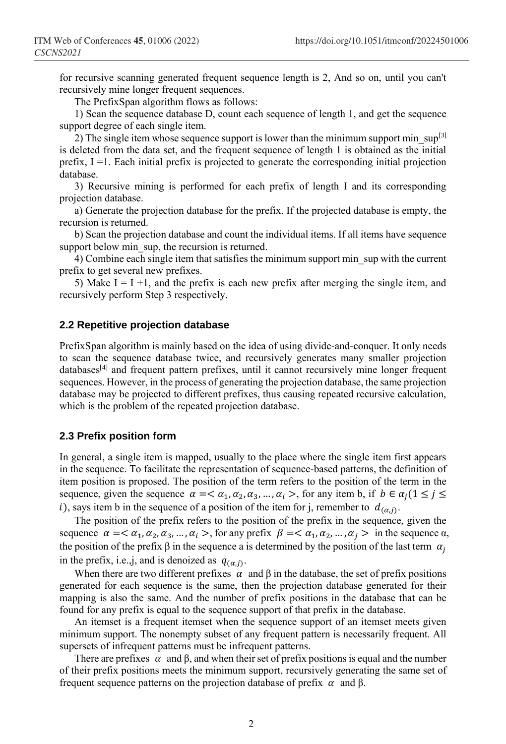for recursive scanning generated frequent sequence length is 2, And so on, until you can't recursively mine longer frequent sequences.

The PrefixSpan algorithm flows as follows:

1) Scan the sequence database D, count each sequence of length 1, and get the sequence support degree of each single item.

2) The single item whose sequence support is lower than the minimum support min_sup[3] is deleted from the data set, and the frequent sequence of length 1 is obtained as the initial prefix, I =1. Each initial prefix is projected to generate the corresponding initial projection database.

3) Recursive mining is performed for each prefix of length I and its corresponding projection database.

a) Generate the projection database for the prefix. If the projected database is empty, the recursion is returned.

b) Scan the projection database and count the individual items. If all items have sequence support below min_sup, the recursion is returned.

4) Combine each single item that satisfies the minimum support min_sup with the current prefix to get several new prefixes.

5) Make I = I +1, and the prefix is each new prefix after merging the single item, and recursively perform Step 3 respectively.

### 2.2 Repetitive projection database

PrefixSpan algorithm is mainly based on the idea of using divide-and-conquer. It only needs to scan the sequence database twice, and recursively generates many smaller projection databases[4] and frequent pattern prefixes, until it cannot recursively mine longer frequent sequences. However, in the process of generating the projection database, the same projection database may be projected to different prefixes, thus causing repeated recursive calculation, which is the problem of the repeated projection database.

### 2.3 Prefix position form

In general, a single item is mapped, usually to the place where the single item first appears in the sequence. To facilitate the representation of sequence-based patterns, the definition of item position is proposed. The position of the term refers to the position of the term in the sequence, given the sequence $\alpha =< \alpha_1, \alpha_2, \alpha_3, \ldots, \alpha_i >$, for any item b, if $b \in \alpha_j (1 \leq j \leq i)$, says item b in the sequence of a position of the item for j, remember to $d_{(\alpha,j)}$.

The position of the prefix refers to the position of the prefix in the sequence, given the sequence $\alpha =< \alpha_1, \alpha_2, \alpha_3, \ldots, \alpha_i >$, for any prefix $\beta =< \alpha_1, \alpha_2, \ldots, \alpha_j >$ in the sequence α, the position of the prefix β in the sequence a is determined by the position of the last term $\alpha_j$ in the prefix, i.e.,j, and is denoized as $q_{(\alpha,j)}$.

When there are two different prefixes $\alpha$ and β in the database, the set of prefix positions generated for each sequence is the same, then the projection database generated for their mapping is also the same. And the number of prefix positions in the database that can be found for any prefix is equal to the sequence support of that prefix in the database.

An itemset is a frequent itemset when the sequence support of an itemset meets given minimum support. The nonempty subset of any frequent pattern is necessarily frequent. All supersets of infrequent patterns must be infrequent patterns.

There are prefixes $\alpha$ and β, and when their set of prefix positions is equal and the number of their prefix positions meets the minimum support, recursively generating the same set of frequent sequence patterns on the projection database of prefix $\alpha$ and β.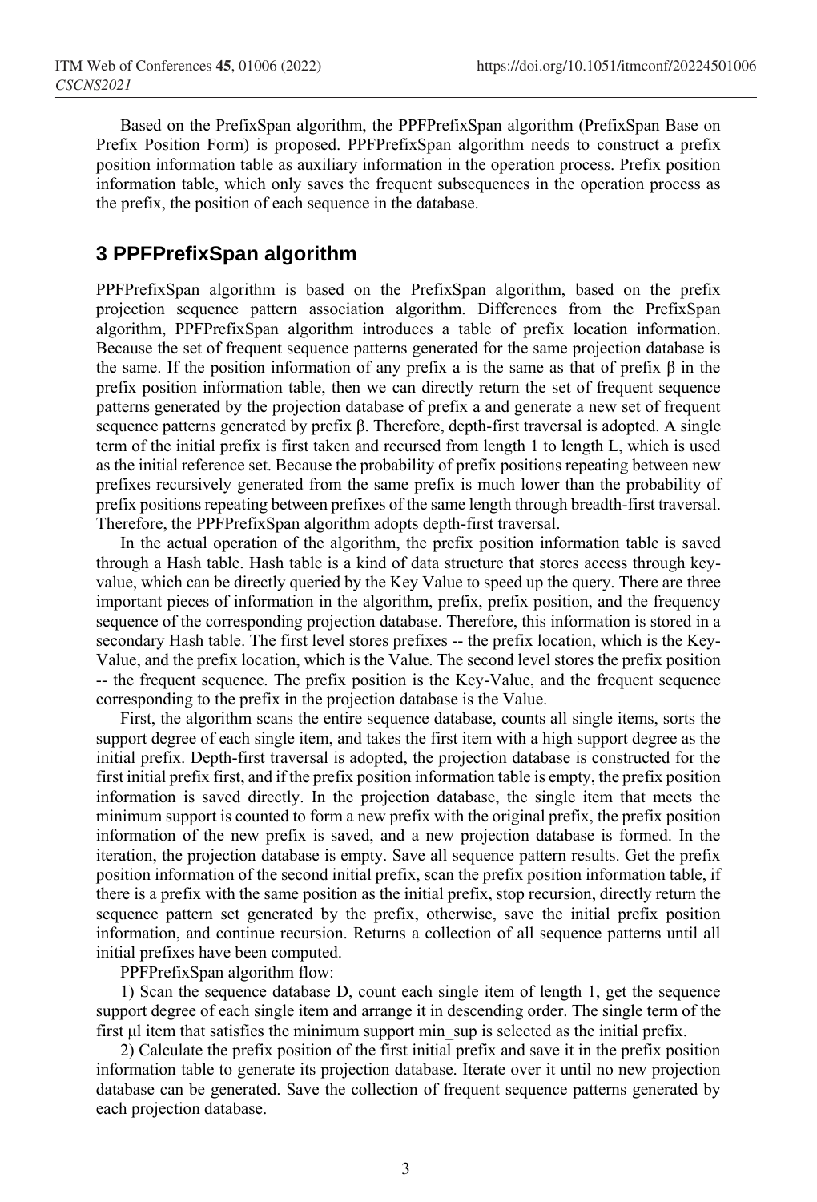Based on the PrefixSpan algorithm, the PPFPrefixSpan algorithm (PrefixSpan Base on Prefix Position Form) is proposed. PPFPrefixSpan algorithm needs to construct a prefix position information table as auxiliary information in the operation process. Prefix position information table, which only saves the frequent subsequences in the operation process as the prefix, the position of each sequence in the database.

## 3 PPFPrefixSpan algorithm

PPFPrefixSpan algorithm is based on the PrefixSpan algorithm, based on the prefix projection sequence pattern association algorithm. Differences from the PrefixSpan algorithm, PPFPrefixSpan algorithm introduces a table of prefix location information. Because the set of frequent sequence patterns generated for the same projection database is the same. If the position information of any prefix a is the same as that of prefix β in the prefix position information table, then we can directly return the set of frequent sequence patterns generated by the projection database of prefix a and generate a new set of frequent sequence patterns generated by prefix β. Therefore, depth-first traversal is adopted. A single term of the initial prefix is first taken and recursed from length 1 to length L, which is used as the initial reference set. Because the probability of prefix positions repeating between new prefixes recursively generated from the same prefix is much lower than the probability of prefix positions repeating between prefixes of the same length through breadth-first traversal. Therefore, the PPFPrefixSpan algorithm adopts depth-first traversal.

In the actual operation of the algorithm, the prefix position information table is saved through a Hash table. Hash table is a kind of data structure that stores access through key-value, which can be directly queried by the Key Value to speed up the query. There are three important pieces of information in the algorithm, prefix, prefix position, and the frequency sequence of the corresponding projection database. Therefore, this information is stored in a secondary Hash table. The first level stores prefixes -- the prefix location, which is the Key-Value, and the prefix location, which is the Value. The second level stores the prefix position -- the frequent sequence. The prefix position is the Key-Value, and the frequent sequence corresponding to the prefix in the projection database is the Value.

First, the algorithm scans the entire sequence database, counts all single items, sorts the support degree of each single item, and takes the first item with a high support degree as the initial prefix. Depth-first traversal is adopted, the projection database is constructed for the first initial prefix first, and if the prefix position information table is empty, the prefix position information is saved directly. In the projection database, the single item that meets the minimum support is counted to form a new prefix with the original prefix, the prefix position information of the new prefix is saved, and a new projection database is formed. In the iteration, the projection database is empty. Save all sequence pattern results. Get the prefix position information of the second initial prefix, scan the prefix position information table, if there is a prefix with the same position as the initial prefix, stop recursion, directly return the sequence pattern set generated by the prefix, otherwise, save the initial prefix position information, and continue recursion. Returns a collection of all sequence patterns until all initial prefixes have been computed.

PPFPrefixSpan algorithm flow:

1) Scan the sequence database D, count each single item of length 1, get the sequence support degree of each single item and arrange it in descending order. The single term of the first μl item that satisfies the minimum support min_sup is selected as the initial prefix.

2) Calculate the prefix position of the first initial prefix and save it in the prefix position information table to generate its projection database. Iterate over it until no new projection database can be generated. Save the collection of frequent sequence patterns generated by each projection database.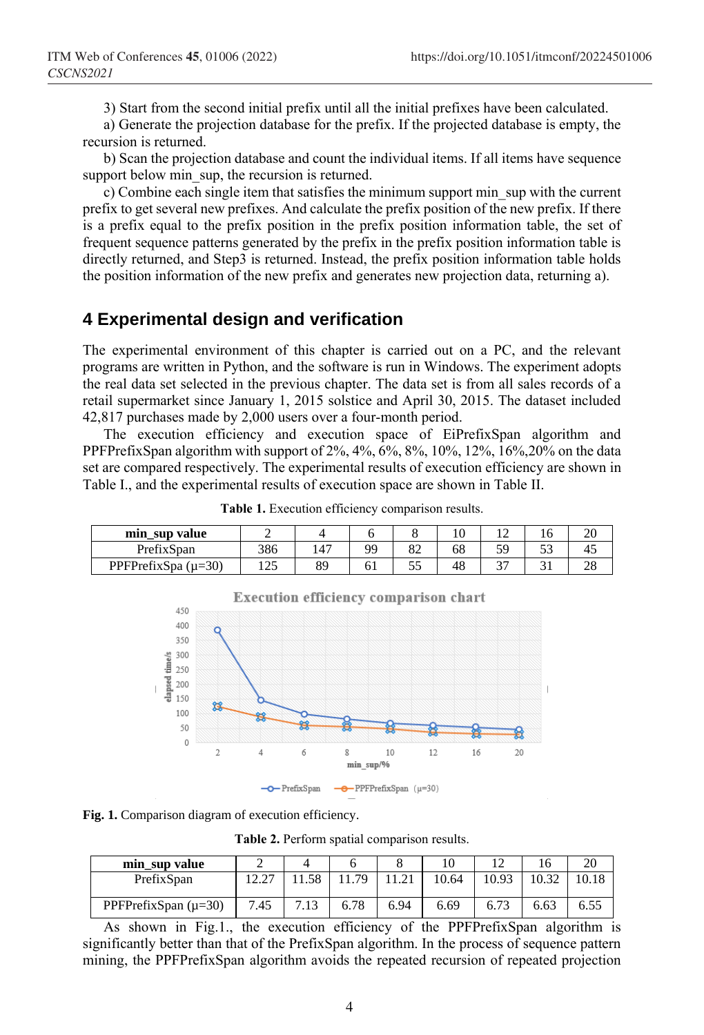3) Start from the second initial prefix until all the initial prefixes have been calculated.

a) Generate the projection database for the prefix. If the projected database is empty, the recursion is returned.

b) Scan the projection database and count the individual items. If all items have sequence support below min_sup, the recursion is returned.

c) Combine each single item that satisfies the minimum support min_sup with the current prefix to get several new prefixes. And calculate the prefix position of the new prefix. If there is a prefix equal to the prefix position in the prefix position information table, the set of frequent sequence patterns generated by the prefix in the prefix position information table is directly returned, and Step3 is returned. Instead, the prefix position information table holds the position information of the new prefix and generates new projection data, returning a).

## 4 Experimental design and verification

The experimental environment of this chapter is carried out on a PC, and the relevant programs are written in Python, and the software is run in Windows. The experiment adopts the real data set selected in the previous chapter. The data set is from all sales records of a retail supermarket since January 1, 2015 solstice and April 30, 2015. The dataset included 42,817 purchases made by 2,000 users over a four-month period.

The execution efficiency and execution space of EiPrefixSpan algorithm and PPFPrefixSpan algorithm with support of 2%, 4%, 6%, 8%, 10%, 12%, 16%,20% on the data set are compared respectively. The experimental results of execution efficiency are shown in Table I., and the experimental results of execution space are shown in Table II.

**Table 1.** Execution efficiency comparison results.

| min_sup value | 2 | 4 | 6 | 8 | 10 | 12 | 16 | 20 |
|---|---|---|---|---|---|---|---|---|
| PrefixSpan | 386 | 147 | 99 | 82 | 68 | 59 | 53 | 45 |
| PPFPrefixSpa (μ=30) | 125 | 89 | 61 | 55 | 48 | 37 | 31 | 28 |

**Fig. 1.** Comparison diagram of execution efficiency.

**Table 2.** Perform spatial comparison results.

| min_sup value | 2 | 4 | 6 | 8 | 10 | 12 | 16 | 20 |
|---|---|---|---|---|---|---|---|---|
| PrefixSpan | 12.27 | 11.58 | 11.79 | 11.21 | 10.64 | 10.93 | 10.32 | 10.18 |
| PPFPrefixSpan (μ=30) | 7.45 | 7.13 | 6.78 | 6.94 | 6.69 | 6.73 | 6.63 | 6.55 |

As shown in Fig.1., the execution efficiency of the PPFPrefixSpan algorithm is significantly better than that of the PrefixSpan algorithm. In the process of sequence pattern mining, the PPFPrefixSpan algorithm avoids the repeated recursion of repeated projection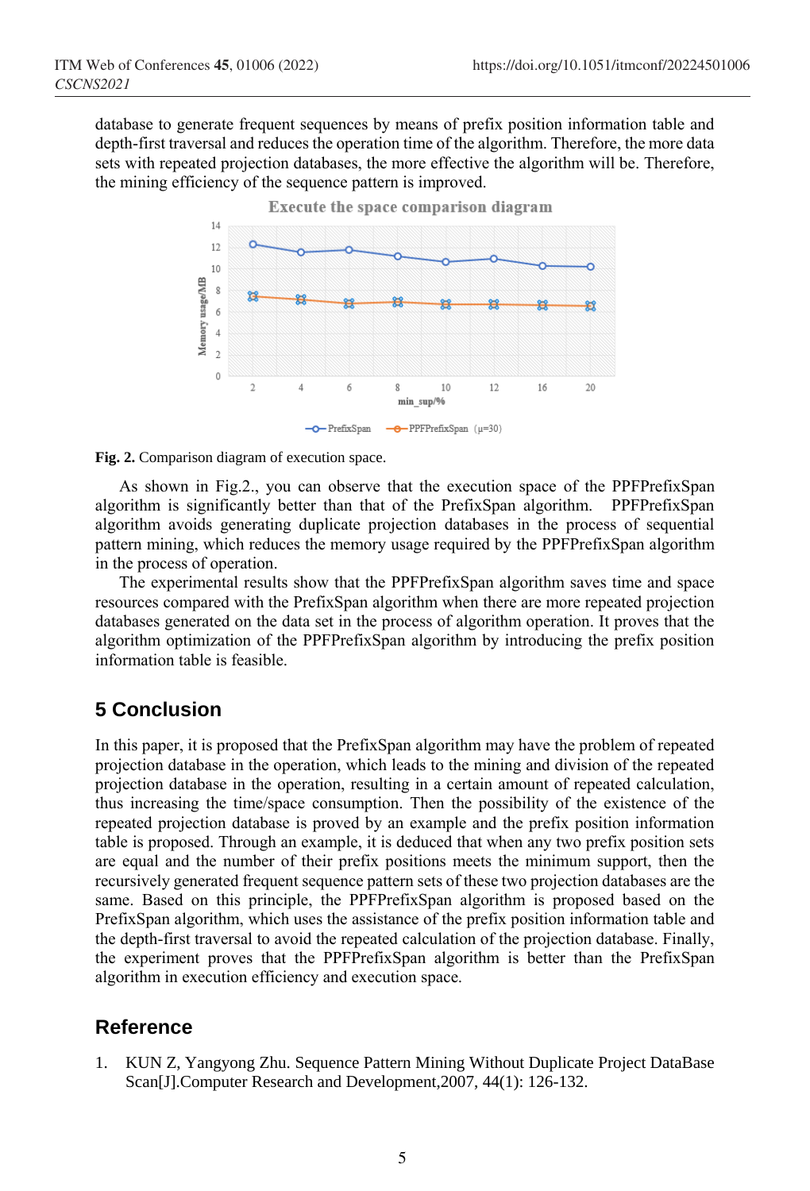database to generate frequent sequences by means of prefix position information table and depth-first traversal and reduces the operation time of the algorithm. Therefore, the more data sets with repeated projection databases, the more effective the algorithm will be. Therefore, the mining efficiency of the sequence pattern is improved.

**Fig. 2.** Comparison diagram of execution space.

As shown in Fig.2., you can observe that the execution space of the PPFPrefixSpan algorithm is significantly better than that of the PrefixSpan algorithm. PPFPrefixSpan algorithm avoids generating duplicate projection databases in the process of sequential pattern mining, which reduces the memory usage required by the PPFPrefixSpan algorithm in the process of operation.

The experimental results show that the PPFPrefixSpan algorithm saves time and space resources compared with the PrefixSpan algorithm when there are more repeated projection databases generated on the data set in the process of algorithm operation. It proves that the algorithm optimization of the PPFPrefixSpan algorithm by introducing the prefix position information table is feasible.

## 5 Conclusion

In this paper, it is proposed that the PrefixSpan algorithm may have the problem of repeated projection database in the operation, which leads to the mining and division of the repeated projection database in the operation, resulting in a certain amount of repeated calculation, thus increasing the time/space consumption. Then the possibility of the existence of the repeated projection database is proved by an example and the prefix position information table is proposed. Through an example, it is deduced that when any two prefix position sets are equal and the number of their prefix positions meets the minimum support, then the recursively generated frequent sequence pattern sets of these two projection databases are the same. Based on this principle, the PPFPrefixSpan algorithm is proposed based on the PrefixSpan algorithm, which uses the assistance of the prefix position information table and the depth-first traversal to avoid the repeated calculation of the projection database. Finally, the experiment proves that the PPFPrefixSpan algorithm is better than the PrefixSpan algorithm in execution efficiency and execution space.

## Reference

1. KUN Z, Yangyong Zhu. Sequence Pattern Mining Without Duplicate Project DataBase Scan[J].Computer Research and Development,2007, 44(1): 126-132.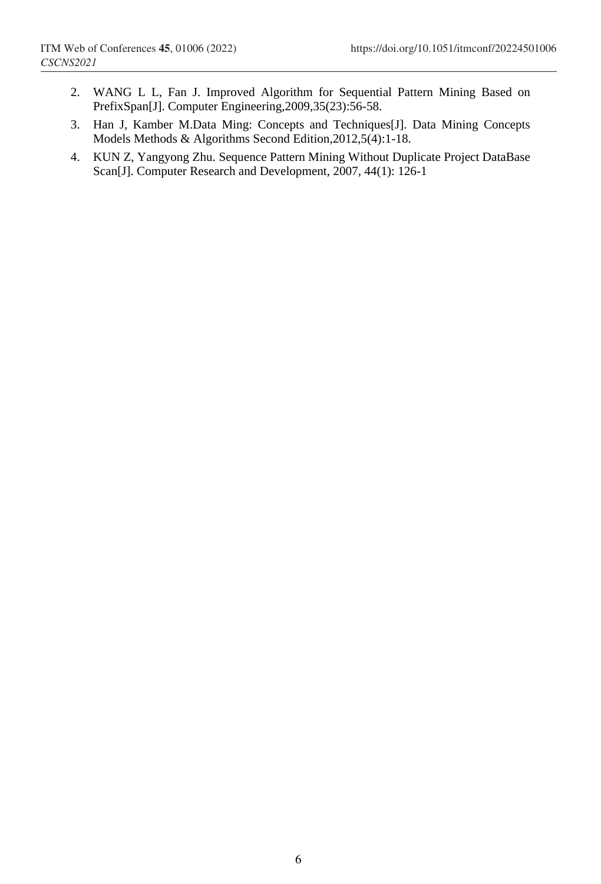2. WANG L L, Fan J. Improved Algorithm for Sequential Pattern Mining Based on PrefixSpan[J]. Computer Engineering,2009,35(23):56-58.
3. Han J, Kamber M.Data Ming: Concepts and Techniques[J]. Data Mining Concepts Models Methods & Algorithms Second Edition,2012,5(4):1-18.
4. KUN Z, Yangyong Zhu. Sequence Pattern Mining Without Duplicate Project DataBase Scan[J]. Computer Research and Development, 2007, 44(1): 126-1